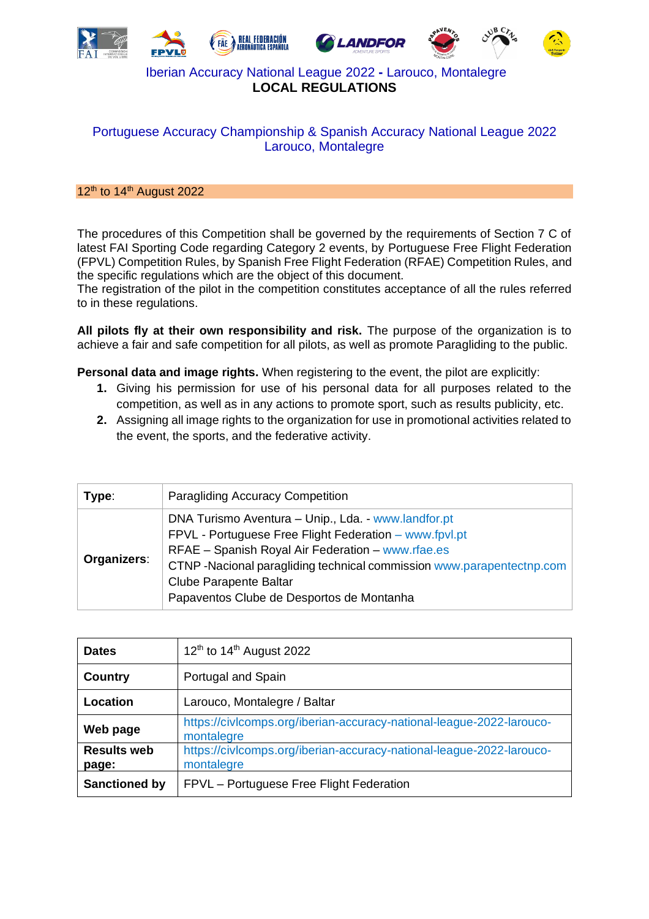Iberian Accuracy National League 2022 - Larouco, Montalegre

# LOCAL REGULATIONS

## Portuguese Accuracy Championship & Spanish Accuracy National League 2022 Larouco, Montalegre

12th to 14th August 2022

The procedures of this Competition shall be governed by the requirements of Section 7 C of latest FAI Sporting Code regarding Category 2 events, by Portuguese Free Flight Federation (FPVL) Competition Rules, by Spanish Free Flight Federation (RFAE) Competition Rules, and the specific regulations which are the object of this document.
The registration of the pilot in the competition constitutes acceptance of all the rules referred to in these regulations.

**All pilots fly at their own responsibility and risk.** The purpose of the organization is to achieve a fair and safe competition for all pilots, as well as promote Paragliding to the public.

**Personal data and image rights.** When registering to the event, the pilot are explicitly:

1. Giving his permission for use of his personal data for all purposes related to the competition, as well as in any actions to promote sport, such as results publicity, etc.
2. Assigning all image rights to the organization for use in promotional activities related to the event, the sports, and the federative activity.

| | |
|---|---|
| **Type**: | Paragliding Accuracy Competition |
| **Organizers**: | DNA Turismo Aventura – Unip., Lda. - www.landfor.pt<br>FPVL - Portuguese Free Flight Federation – www.fpvl.pt<br>RFAE – Spanish Royal Air Federation – www.rfae.es<br>CTNP -Nacional paragliding technical commission www.parapentectnp.com<br>Clube Parapente Baltar<br>Papaventos Clube de Desportos de Montanha |

| | |
|---|---|
| **Dates** | 12th to 14th August 2022 |
| **Country** | Portugal and Spain |
| **Location** | Larouco, Montalegre / Baltar |
| **Web page** | https://civlcomps.org/iberian-accuracy-national-league-2022-larouco-montalegre |
| **Results web page:** | https://civlcomps.org/iberian-accuracy-national-league-2022-larouco-montalegre |
| **Sanctioned by** | FPVL – Portuguese Free Flight Federation |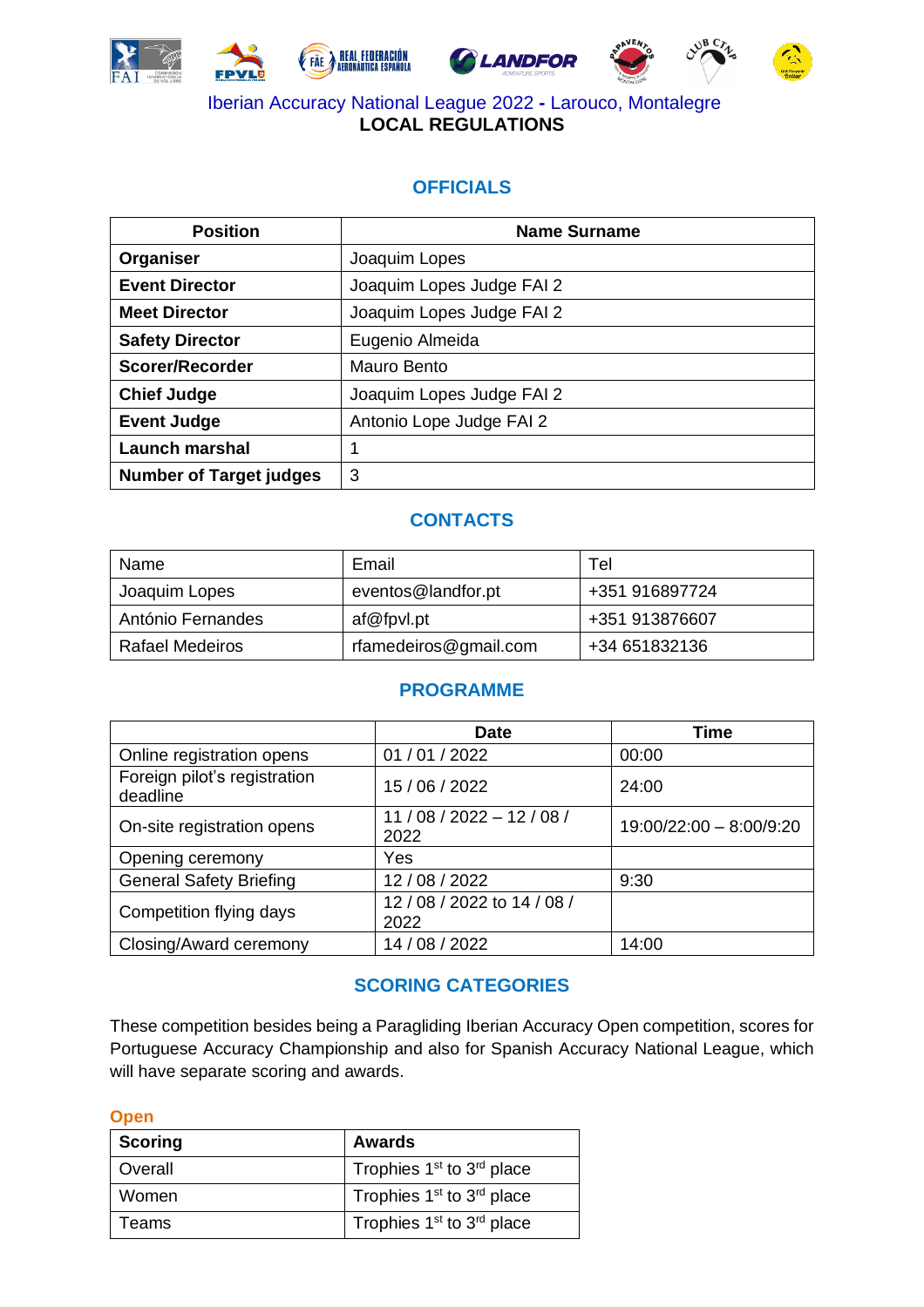Iberian Accuracy National League 2022 - Larouco, Montalegre

**LOCAL REGULATIONS**

## OFFICIALS

| Position | Name Surname |
|---|---|
| **Organiser** | Joaquim Lopes |
| **Event Director** | Joaquim Lopes Judge FAI 2 |
| **Meet Director** | Joaquim Lopes Judge FAI 2 |
| **Safety Director** | Eugenio Almeida |
| **Scorer/Recorder** | Mauro Bento |
| **Chief Judge** | Joaquim Lopes Judge FAI 2 |
| **Event Judge** | Antonio Lope Judge FAI 2 |
| **Launch marshal** | 1 |
| **Number of Target judges** | 3 |

## CONTACTS

| Name | Email | Tel |
|---|---|---|
| Joaquim Lopes | eventos@landfor.pt | +351 916897724 |
| António Fernandes | af@fpvl.pt | +351 913876607 |
| Rafael Medeiros | rfamedeiros@gmail.com | +34 651832136 |

## PROGRAMME

| | Date | Time |
|---|---|---|
| Online registration opens | 01 / 01 / 2022 | 00:00 |
| Foreign pilot's registration deadline | 15 / 06 / 2022 | 24:00 |
| On-site registration opens | 11 / 08 / 2022 – 12 / 08 / 2022 | 19:00/22:00 – 8:00/9:20 |
| Opening ceremony | Yes | |
| General Safety Briefing | 12 / 08 / 2022 | 9:30 |
| Competition flying days | 12 / 08 / 2022 to 14 / 08 / 2022 | |
| Closing/Award ceremony | 14 / 08 / 2022 | 14:00 |

## SCORING CATEGORIES

These competition besides being a Paragliding Iberian Accuracy Open competition, scores for Portuguese Accuracy Championship and also for Spanish Accuracy National League, which will have separate scoring and awards.

### Open

| Scoring | Awards |
|---|---|
| Overall | Trophies 1st to 3rd place |
| Women | Trophies 1st to 3rd place |
| Teams | Trophies 1st to 3rd place |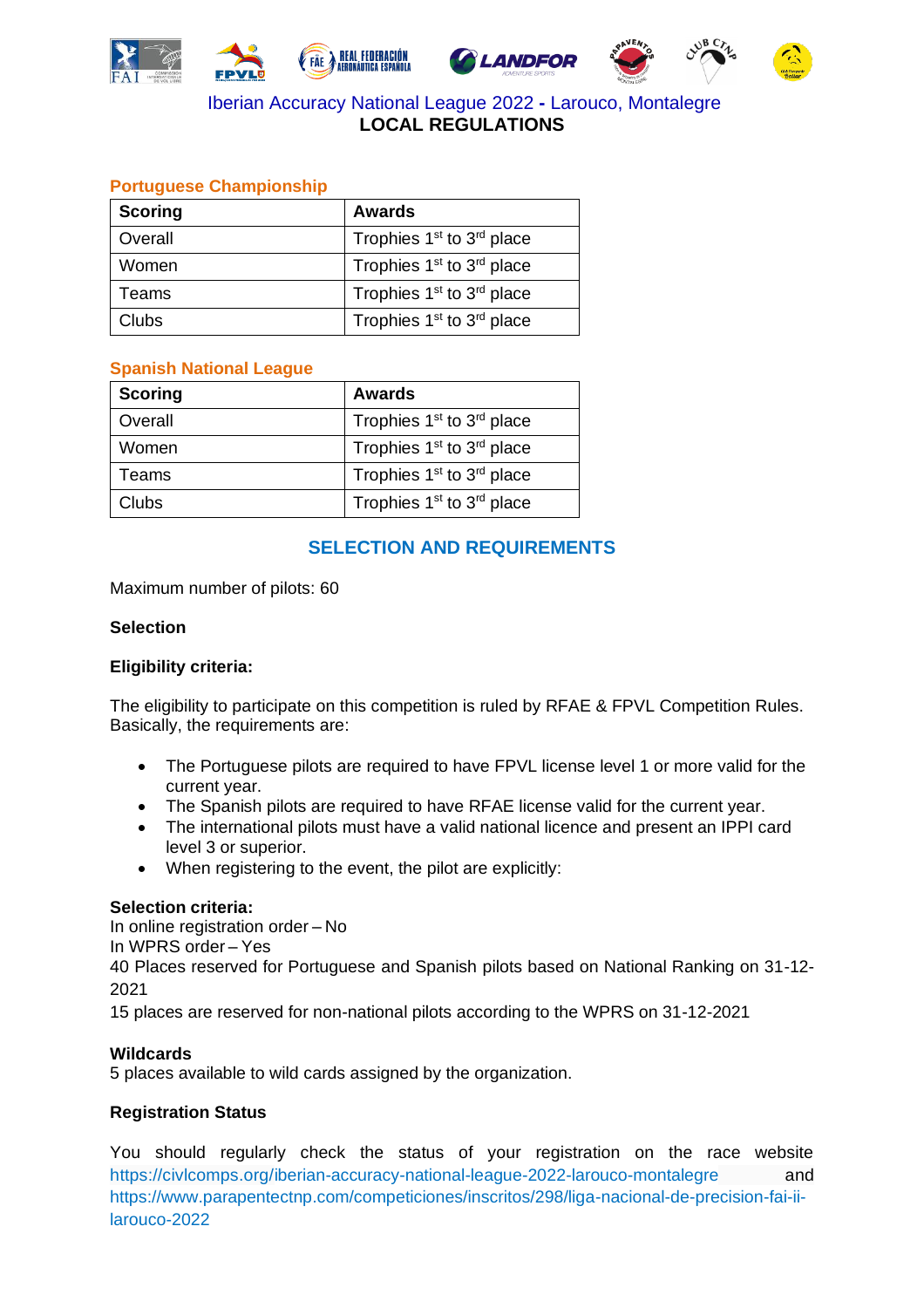### Portuguese Championship

| Scoring | Awards |
|---|---|
| Overall | Trophies 1st to 3rd place |
| Women | Trophies 1st to 3rd place |
| Teams | Trophies 1st to 3rd place |
| Clubs | Trophies 1st to 3rd place |

### Spanish National League

| Scoring | Awards |
|---|---|
| Overall | Trophies 1st to 3rd place |
| Women | Trophies 1st to 3rd place |
| Teams | Trophies 1st to 3rd place |
| Clubs | Trophies 1st to 3rd place |

## SELECTION AND REQUIREMENTS

Maximum number of pilots: 60

**Selection**

**Eligibility criteria:**

The eligibility to participate on this competition is ruled by RFAE & FPVL Competition Rules. Basically, the requirements are:

- The Portuguese pilots are required to have FPVL license level 1 or more valid for the current year.
- The Spanish pilots are required to have RFAE license valid for the current year.
- The international pilots must have a valid national licence and present an IPPI card level 3 or superior.
- When registering to the event, the pilot are explicitly:

**Selection criteria:**
In online registration order – No
In WPRS order – Yes
40 Places reserved for Portuguese and Spanish pilots based on National Ranking on 31-12-2021
15 places are reserved for non-national pilots according to the WPRS on 31-12-2021

**Wildcards**
5 places available to wild cards assigned by the organization.

**Registration Status**

You should regularly check the status of your registration on the race website https://civlcomps.org/iberian-accuracy-national-league-2022-larouco-montalegre and https://www.parapentectnp.com/competiciones/inscritos/298/liga-nacional-de-precision-fai-ii-larouco-2022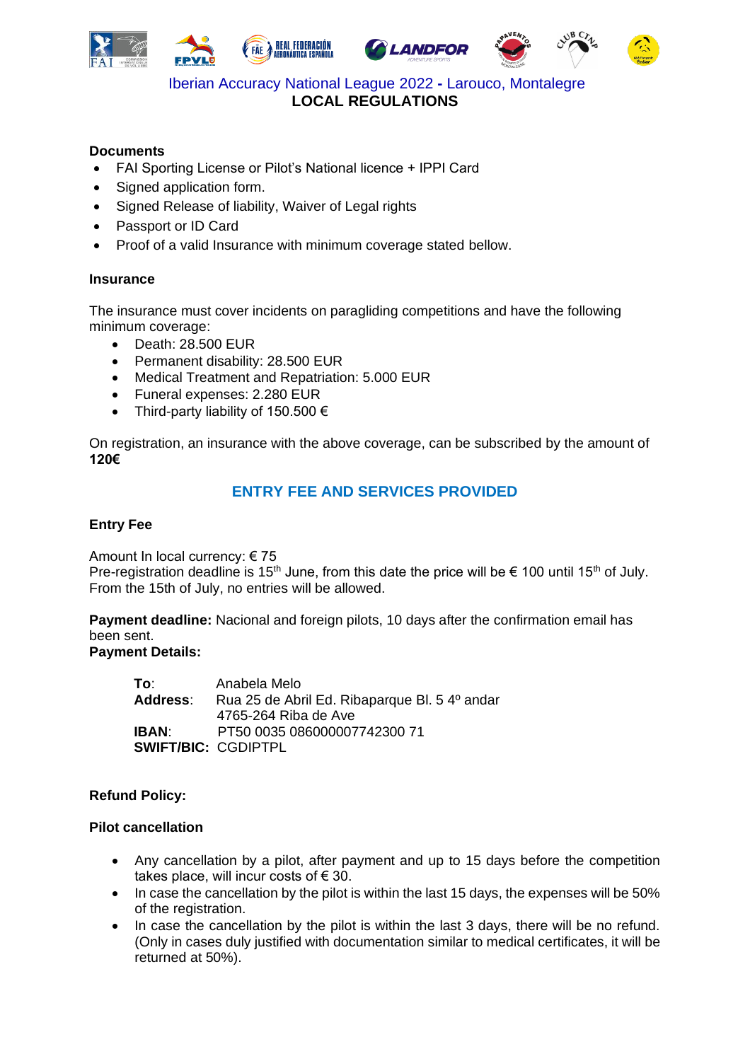Iberian Accuracy National League 2022 - Larouco, Montalegre

**LOCAL REGULATIONS**

**Documents**

- FAI Sporting License or Pilot's National licence + IPPI Card
- Signed application form.
- Signed Release of liability, Waiver of Legal rights
- Passport or ID Card
- Proof of a valid Insurance with minimum coverage stated bellow.

**Insurance**

The insurance must cover incidents on paragliding competitions and have the following minimum coverage:

- Death: 28.500 EUR
- Permanent disability: 28.500 EUR
- Medical Treatment and Repatriation: 5.000 EUR
- Funeral expenses: 2.280 EUR
- Third-party liability of 150.500 €

On registration, an insurance with the above coverage, can be subscribed by the amount of **120€**

## ENTRY FEE AND SERVICES PROVIDED

**Entry Fee**

Amount In local currency: € 75
Pre-registration deadline is 15th June, from this date the price will be € 100 until 15th of July. From the 15th of July, no entries will be allowed.

**Payment deadline:** Nacional and foreign pilots, 10 days after the confirmation email has been sent.
**Payment Details:**

**To**: Anabela Melo
**Address**: Rua 25 de Abril Ed. Ribaparque Bl. 5 4º andar
4765-264 Riba de Ave
**IBAN**: PT50 0035 086000007742300 71
**SWIFT/BIC:** CGDIPTPL

**Refund Policy:**

**Pilot cancellation**

- Any cancellation by a pilot, after payment and up to 15 days before the competition takes place, will incur costs of € 30.
- In case the cancellation by the pilot is within the last 15 days, the expenses will be 50% of the registration.
- In case the cancellation by the pilot is within the last 3 days, there will be no refund. (Only in cases duly justified with documentation similar to medical certificates, it will be returned at 50%).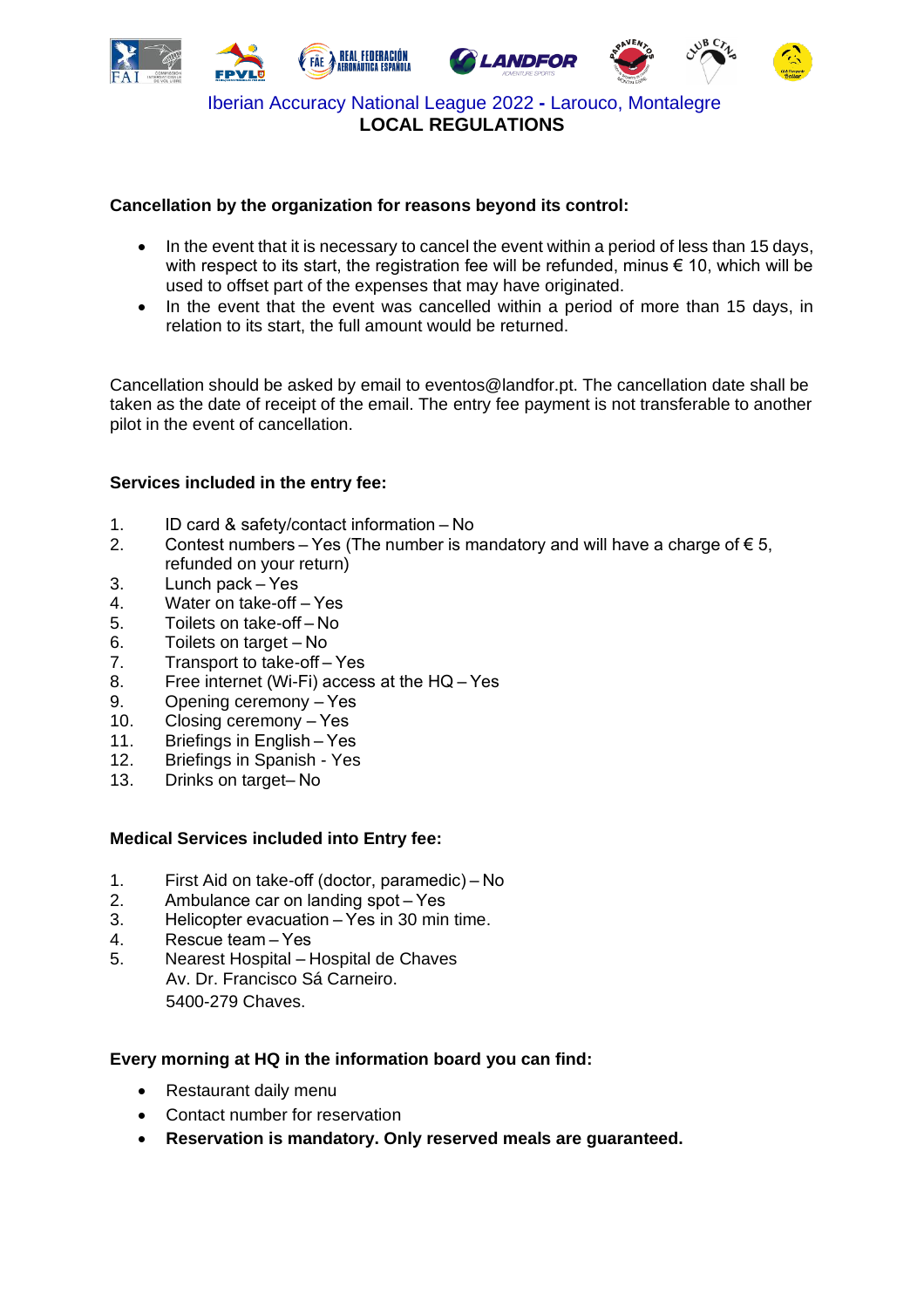Iberian Accuracy National League 2022 - Larouco, Montalegre

**LOCAL REGULATIONS**

**Cancellation by the organization for reasons beyond its control:**

- In the event that it is necessary to cancel the event within a period of less than 15 days, with respect to its start, the registration fee will be refunded, minus € 10, which will be used to offset part of the expenses that may have originated.
- In the event that the event was cancelled within a period of more than 15 days, in relation to its start, the full amount would be returned.

Cancellation should be asked by email to eventos@landfor.pt. The cancellation date shall be taken as the date of receipt of the email. The entry fee payment is not transferable to another pilot in the event of cancellation.

**Services included in the entry fee:**

1. ID card & safety/contact information – No
2. Contest numbers – Yes (The number is mandatory and will have a charge of € 5, refunded on your return)
3. Lunch pack – Yes
4. Water on take-off – Yes
5. Toilets on take-off – No
6. Toilets on target – No
7. Transport to take-off – Yes
8. Free internet (Wi-Fi) access at the HQ – Yes
9. Opening ceremony – Yes
10. Closing ceremony – Yes
11. Briefings in English – Yes
12. Briefings in Spanish - Yes
13. Drinks on target– No

**Medical Services included into Entry fee:**

1. First Aid on take-off (doctor, paramedic) – No
2. Ambulance car on landing spot – Yes
3. Helicopter evacuation – Yes in 30 min time.
4. Rescue team – Yes
5. Nearest Hospital – Hospital de Chaves
   Av. Dr. Francisco Sá Carneiro.
   5400-279 Chaves.

**Every morning at HQ in the information board you can find:**

- Restaurant daily menu
- Contact number for reservation
- **Reservation is mandatory. Only reserved meals are guaranteed.**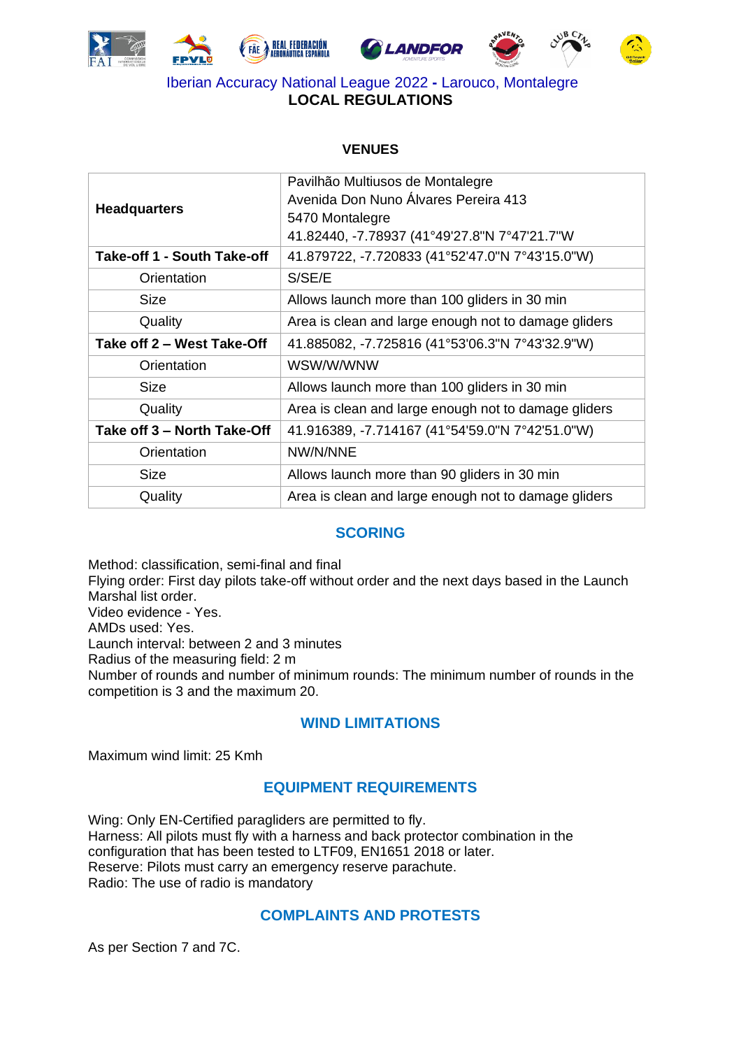Iberian Accuracy National League 2022 - Larouco, Montalegre

**LOCAL REGULATIONS**

## VENUES

| | |
|---|---|
| **Headquarters** | Pavilhão Multiusos de Montalegre<br>Avenida Don Nuno Álvares Pereira 413<br>5470 Montalegre<br>41.82440, -7.78937 (41°49'27.8"N 7°47'21.7"W |
| **Take-off 1 - South Take-off** | 41.879722, -7.720833 (41°52'47.0"N 7°43'15.0"W) |
| Orientation | S/SE/E |
| Size | Allows launch more than 100 gliders in 30 min |
| Quality | Area is clean and large enough not to damage gliders |
| **Take off 2 – West Take-Off** | 41.885082, -7.725816 (41°53'06.3"N 7°43'32.9"W) |
| Orientation | WSW/W/WNW |
| Size | Allows launch more than 100 gliders in 30 min |
| Quality | Area is clean and large enough not to damage gliders |
| **Take off 3 – North Take-Off** | 41.916389, -7.714167 (41°54'59.0"N 7°42'51.0"W) |
| Orientation | NW/N/NNE |
| Size | Allows launch more than 90 gliders in 30 min |
| Quality | Area is clean and large enough not to damage gliders |

## SCORING

Method: classification, semi-final and final
Flying order: First day pilots take-off without order and the next days based in the Launch Marshal list order.
Video evidence - Yes.
AMDs used: Yes.
Launch interval: between 2 and 3 minutes
Radius of the measuring field: 2 m
Number of rounds and number of minimum rounds: The minimum number of rounds in the competition is 3 and the maximum 20.

## WIND LIMITATIONS

Maximum wind limit: 25 Kmh

## EQUIPMENT REQUIREMENTS

Wing: Only EN-Certified paragliders are permitted to fly.
Harness: All pilots must fly with a harness and back protector combination in the configuration that has been tested to LTF09, EN1651 2018 or later.
Reserve: Pilots must carry an emergency reserve parachute.
Radio: The use of radio is mandatory

## COMPLAINTS AND PROTESTS

As per Section 7 and 7C.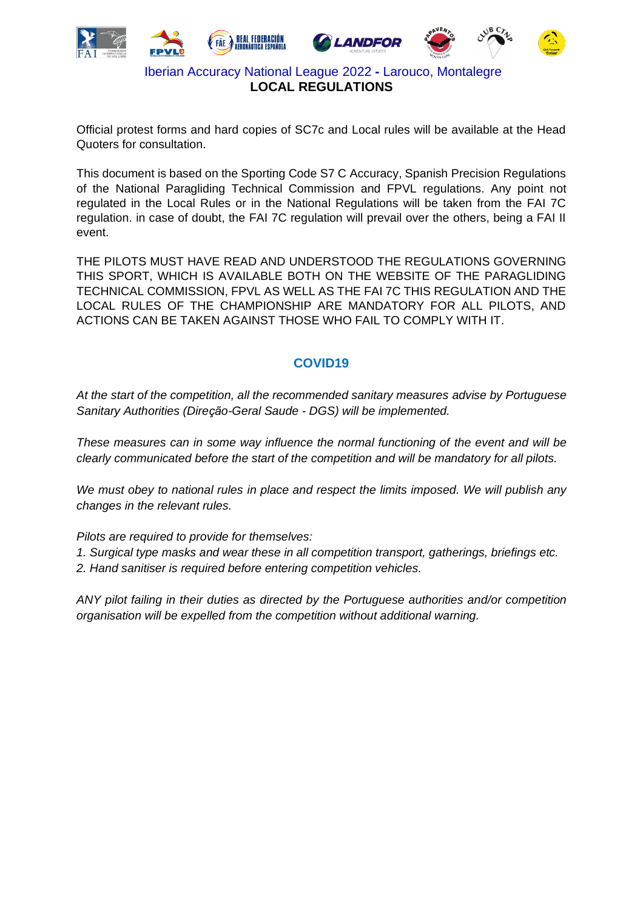Official protest forms and hard copies of SC7c and Local rules will be available at the Head Quoters for consultation.

This document is based on the Sporting Code S7 C Accuracy, Spanish Precision Regulations of the National Paragliding Technical Commission and FPVL regulations. Any point not regulated in the Local Rules or in the National Regulations will be taken from the FAI 7C regulation. in case of doubt, the FAI 7C regulation will prevail over the others, being a FAI II event.

THE PILOTS MUST HAVE READ AND UNDERSTOOD THE REGULATIONS GOVERNING THIS SPORT, WHICH IS AVAILABLE BOTH ON THE WEBSITE OF THE PARAGLIDING TECHNICAL COMMISSION, FPVL AS WELL AS THE FAI 7C THIS REGULATION AND THE LOCAL RULES OF THE CHAMPIONSHIP ARE MANDATORY FOR ALL PILOTS, AND ACTIONS CAN BE TAKEN AGAINST THOSE WHO FAIL TO COMPLY WITH IT.

## COVID19

*At the start of the competition, all the recommended sanitary measures advise by Portuguese Sanitary Authorities (Direção-Geral Saude - DGS) will be implemented.*

*These measures can in some way influence the normal functioning of the event and will be clearly communicated before the start of the competition and will be mandatory for all pilots.*

*We must obey to national rules in place and respect the limits imposed. We will publish any changes in the relevant rules.*

*Pilots are required to provide for themselves:*
*1. Surgical type masks and wear these in all competition transport, gatherings, briefings etc.*
*2. Hand sanitiser is required before entering competition vehicles.*

*ANY pilot failing in their duties as directed by the Portuguese authorities and/or competition organisation will be expelled from the competition without additional warning.*